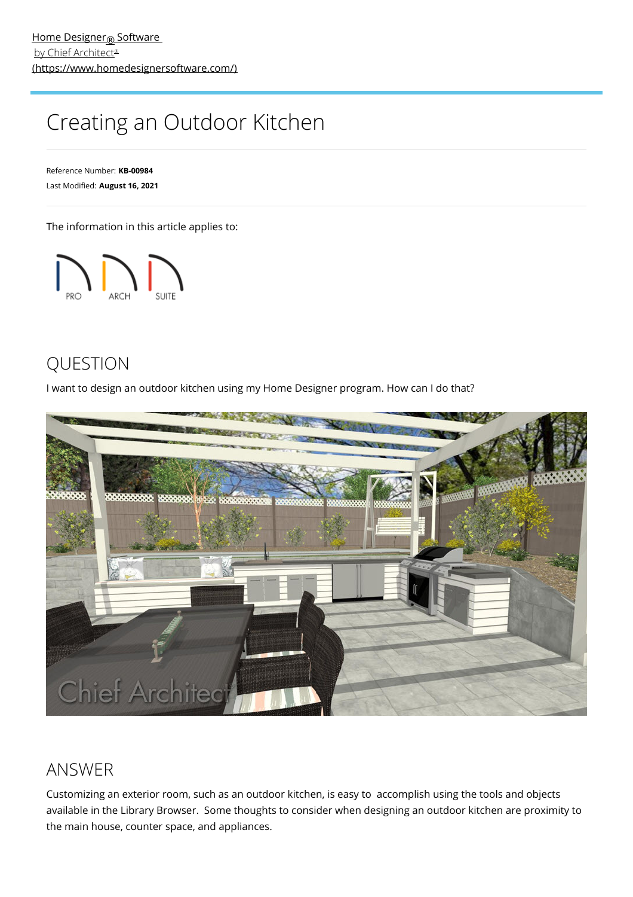Home Designer® Software
by Chief Architect®
(https://www.homedesignersoftware.com/)

# Creating an Outdoor Kitchen

Reference Number: **KB-00984**
Last Modified: **August 16, 2021**

The information in this article applies to:

PRO ARCH SUITE

## QUESTION

I want to design an outdoor kitchen using my Home Designer program. How can I do that?

## ANSWER

Customizing an exterior room, such as an outdoor kitchen, is easy to accomplish using the tools and objects available in the Library Browser. Some thoughts to consider when designing an outdoor kitchen are proximity to the main house, counter space, and appliances.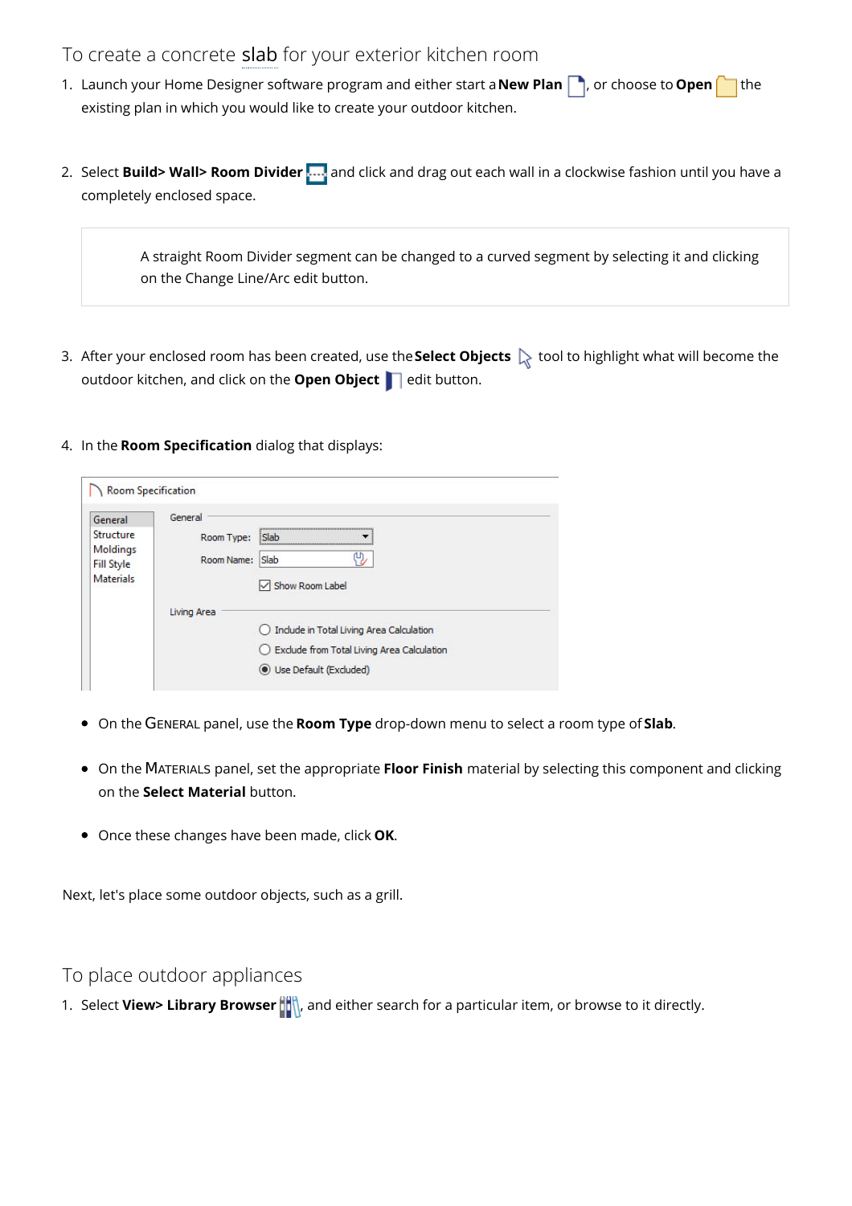## To create a concrete slab for your exterior kitchen room

1. Launch your Home Designer software program and either start a **New Plan**, or choose to **Open** the existing plan in which you would like to create your outdoor kitchen.

2. Select **Build> Wall> Room Divider** and click and drag out each wall in a clockwise fashion until you have a completely enclosed space.

> A straight Room Divider segment can be changed to a curved segment by selecting it and clicking on the Change Line/Arc edit button.

3. After your enclosed room has been created, use the **Select Objects** tool to highlight what will become the outdoor kitchen, and click on the **Open Object** edit button.

4. In the **Room Specification** dialog that displays:

   - On the GENERAL panel, use the **Room Type** drop-down menu to select a room type of **Slab**.
   - On the MATERIALS panel, set the appropriate **Floor Finish** material by selecting this component and clicking on the **Select Material** button.
   - Once these changes have been made, click **OK**.

Next, let's place some outdoor objects, such as a grill.

## To place outdoor appliances

1. Select **View> Library Browser**, and either search for a particular item, or browse to it directly.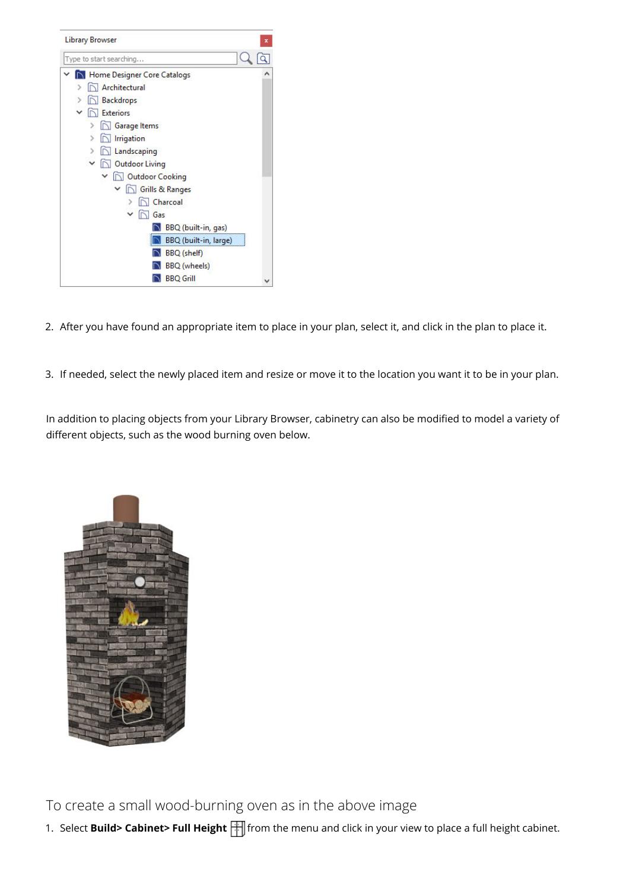2. After you have found an appropriate item to place in your plan, select it, and click in the plan to place it.

3. If needed, select the newly placed item and resize or move it to the location you want it to be in your plan.

In addition to placing objects from your Library Browser, cabinetry can also be modified to model a variety of different objects, such as the wood burning oven below.

## To create a small wood-burning oven as in the above image

1. Select **Build> Cabinet> Full Height** from the menu and click in your view to place a full height cabinet.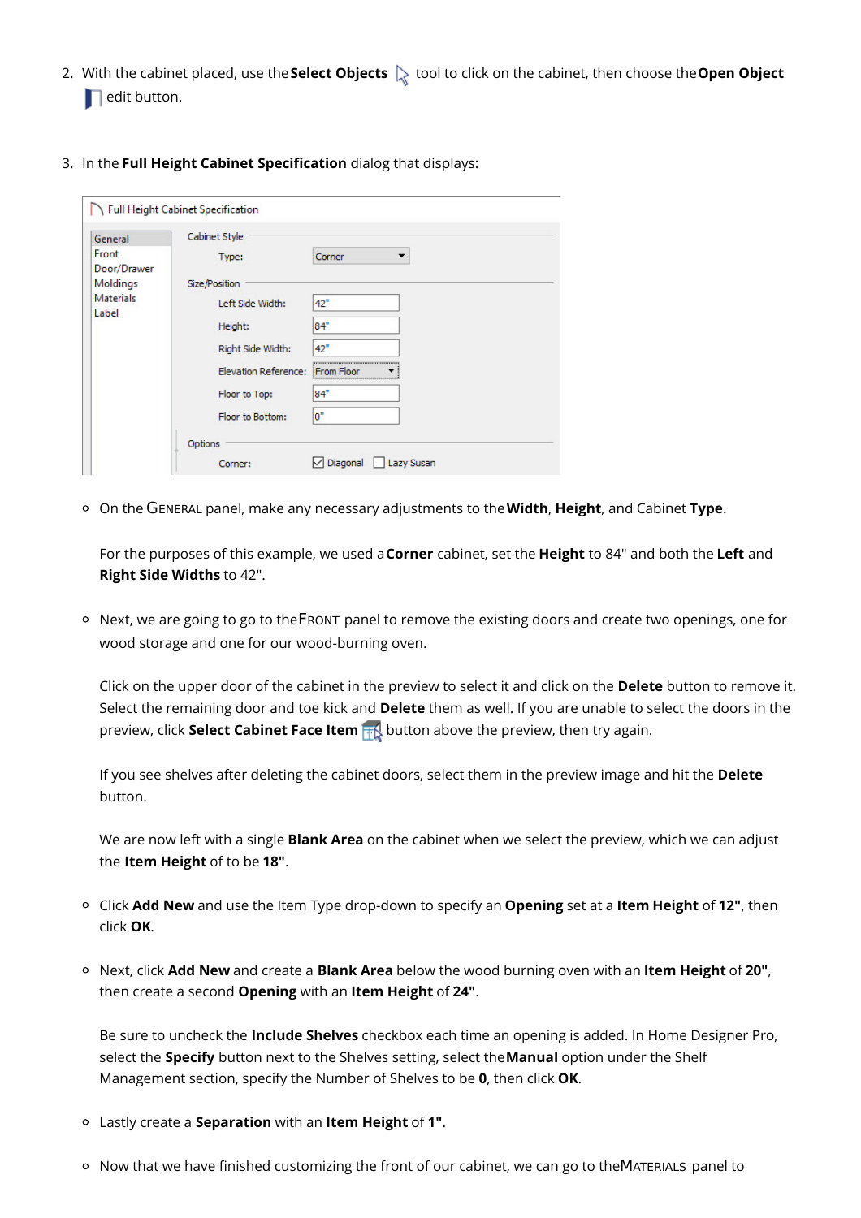2. With the cabinet placed, use the **Select Objects** tool to click on the cabinet, then choose the **Open Object** edit button.

3. In the **Full Height Cabinet Specification** dialog that displays:

   - On the GENERAL panel, make any necessary adjustments to the **Width**, **Height**, and Cabinet **Type**.

     For the purposes of this example, we used a **Corner** cabinet, set the **Height** to 84" and both the **Left** and **Right Side Widths** to 42".

   - Next, we are going to go to the FRONT panel to remove the existing doors and create two openings, one for wood storage and one for our wood-burning oven.

     Click on the upper door of the cabinet in the preview to select it and click on the **Delete** button to remove it. Select the remaining door and toe kick and **Delete** them as well. If you are unable to select the doors in the preview, click **Select Cabinet Face Item** button above the preview, then try again.

     If you see shelves after deleting the cabinet doors, select them in the preview image and hit the **Delete** button.

     We are now left with a single **Blank Area** on the cabinet when we select the preview, which we can adjust the **Item Height** of to be **18"**.

   - Click **Add New** and use the Item Type drop-down to specify an **Opening** set at a **Item Height** of **12"**, then click **OK**.

   - Next, click **Add New** and create a **Blank Area** below the wood burning oven with an **Item Height** of **20"**, then create a second **Opening** with an **Item Height** of **24"**.

     Be sure to uncheck the **Include Shelves** checkbox each time an opening is added. In Home Designer Pro, select the **Specify** button next to the Shelves setting, select the **Manual** option under the Shelf Management section, specify the Number of Shelves to be **0**, then click **OK**.

   - Lastly create a **Separation** with an **Item Height** of **1"**.

   - Now that we have finished customizing the front of our cabinet, we can go to the MATERIALS panel to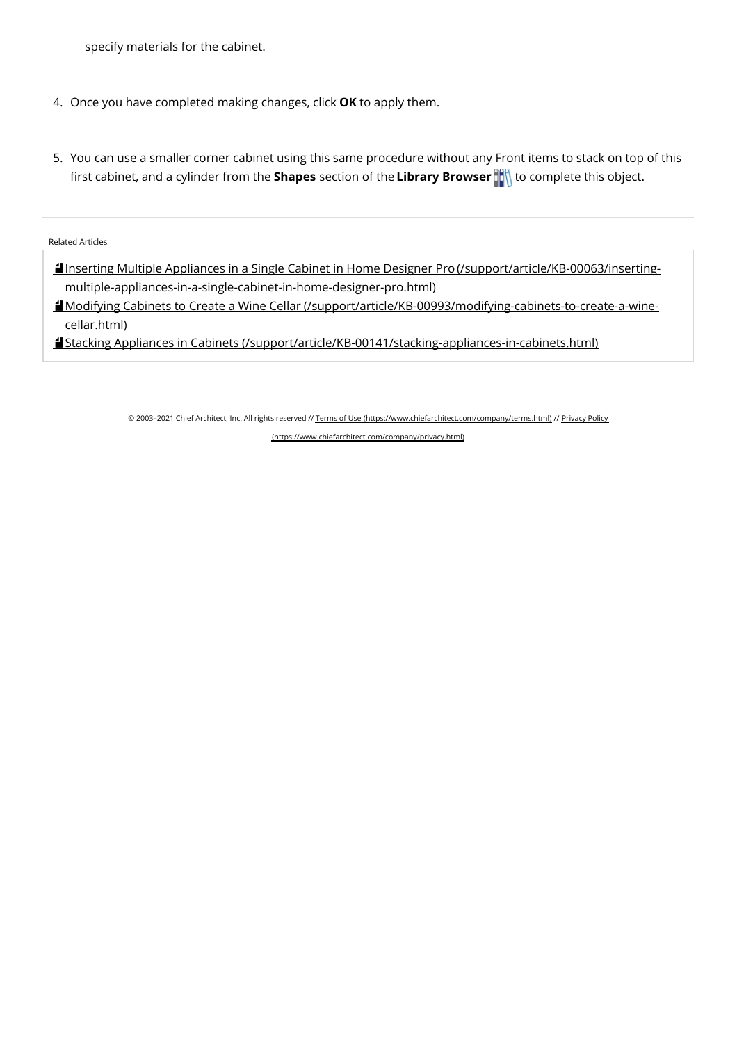specify materials for the cabinet.

4. Once you have completed making changes, click **OK** to apply them.

5. You can use a smaller corner cabinet using this same procedure without any Front items to stack on top of this first cabinet, and a cylinder from the **Shapes** section of the **Library Browser** to complete this object.

---

Related Articles

- Inserting Multiple Appliances in a Single Cabinet in Home Designer Pro (/support/article/KB-00063/inserting-multiple-appliances-in-a-single-cabinet-in-home-designer-pro.html)
- Modifying Cabinets to Create a Wine Cellar (/support/article/KB-00993/modifying-cabinets-to-create-a-wine-cellar.html)
- Stacking Appliances in Cabinets (/support/article/KB-00141/stacking-appliances-in-cabinets.html)

© 2003–2021 Chief Architect, Inc. All rights reserved // Terms of Use (https://www.chiefarchitect.com/company/terms.html) // Privacy Policy (https://www.chiefarchitect.com/company/privacy.html)